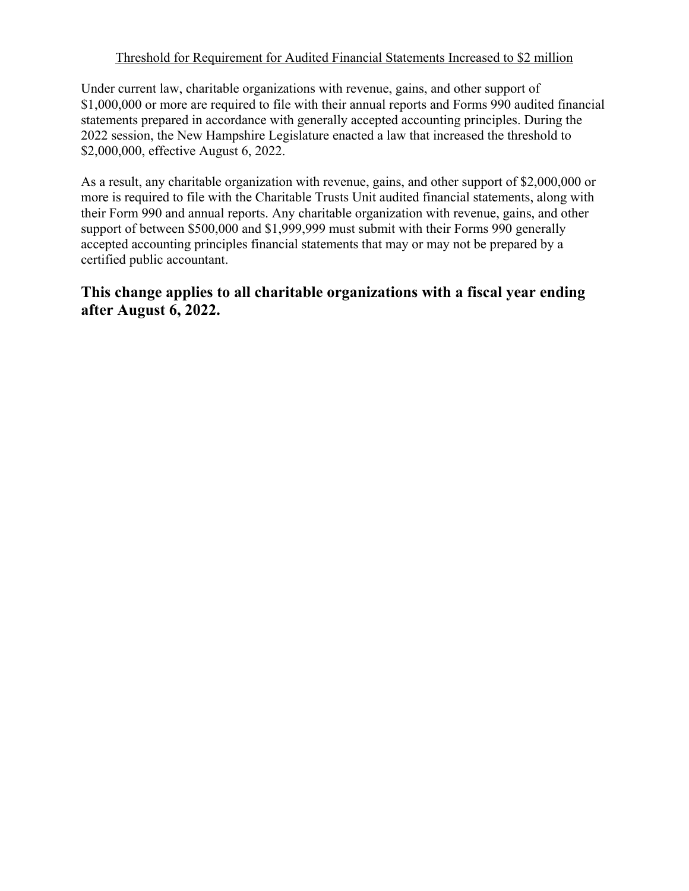## Threshold for Requirement for Audited Financial Statements Increased to $2 million

Under current law, charitable organizations with revenue, gains, and other support of $1,000,000 or more are required to file with their annual reports and Forms 990 audited financial statements prepared in accordance with generally accepted accounting principles. During the 2022 session, the New Hampshire Legislature enacted a law that increased the threshold to $2,000,000, effective August 6, 2022.

As a result, any charitable organization with revenue, gains, and other support of $2,000,000 or more is required to file with the Charitable Trusts Unit audited financial statements, along with their Form 990 and annual reports. Any charitable organization with revenue, gains, and other support of between $500,000 and $1,999,999 must submit with their Forms 990 generally accepted accounting principles financial statements that may or may not be prepared by a certified public accountant.

**This change applies to all charitable organizations with a fiscal year ending after August 6, 2022.**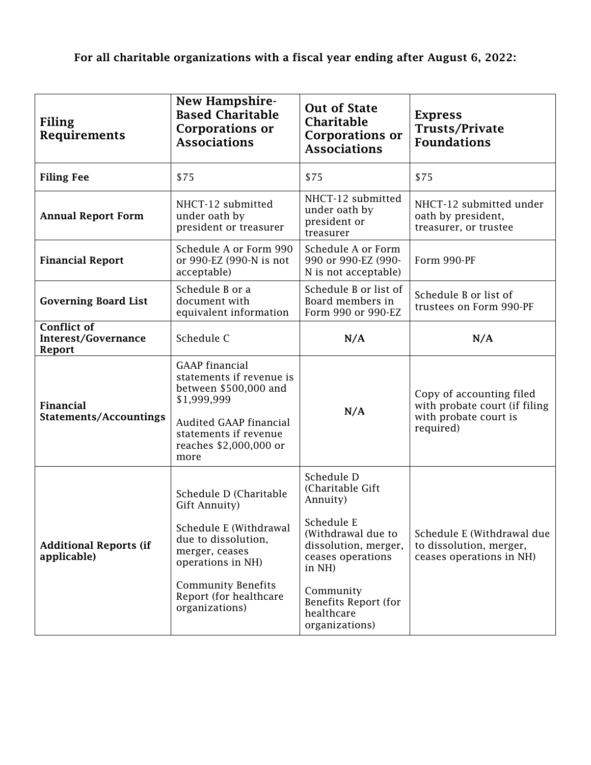**For all charitable organizations with a fiscal year ending after August 6, 2022:**

| Filing Requirements | New Hampshire-Based Charitable Corporations or Associations | Out of State Charitable Corporations or Associations | Express Trusts/Private Foundations |
|---|---|---|---|
| **Filing Fee** | $75 | $75 | $75 |
| **Annual Report Form** | NHCT-12 submitted under oath by president or treasurer | NHCT-12 submitted under oath by president or treasurer | NHCT-12 submitted under oath by president, treasurer, or trustee |
| **Financial Report** | Schedule A or Form 990 or 990-EZ (990-N is not acceptable) | Schedule A or Form 990 or 990-EZ (990-N is not acceptable) | Form 990-PF |
| **Governing Board List** | Schedule B or a document with equivalent information | Schedule B or list of Board members in Form 990 or 990-EZ | Schedule B or list of trustees on Form 990-PF |
| **Conflict of Interest/Governance Report** | Schedule C | **N/A** | **N/A** |
| **Financial Statements/Accountings** | GAAP financial statements if revenue is between $500,000 and $1,999,999<br><br>Audited GAAP financial statements if revenue reaches $2,000,000 or more | **N/A** | Copy of accounting filed with probate court (if filing with probate court is required) |
| **Additional Reports (if applicable)** | Schedule D (Charitable Gift Annuity)<br><br>Schedule E (Withdrawal due to dissolution, merger, ceases operations in NH)<br><br>Community Benefits Report (for healthcare organizations) | Schedule D (Charitable Gift Annuity)<br><br>Schedule E (Withdrawal due to dissolution, merger, ceases operations in NH)<br><br>Community Benefits Report (for healthcare organizations) | Schedule E (Withdrawal due to dissolution, merger, ceases operations in NH) |